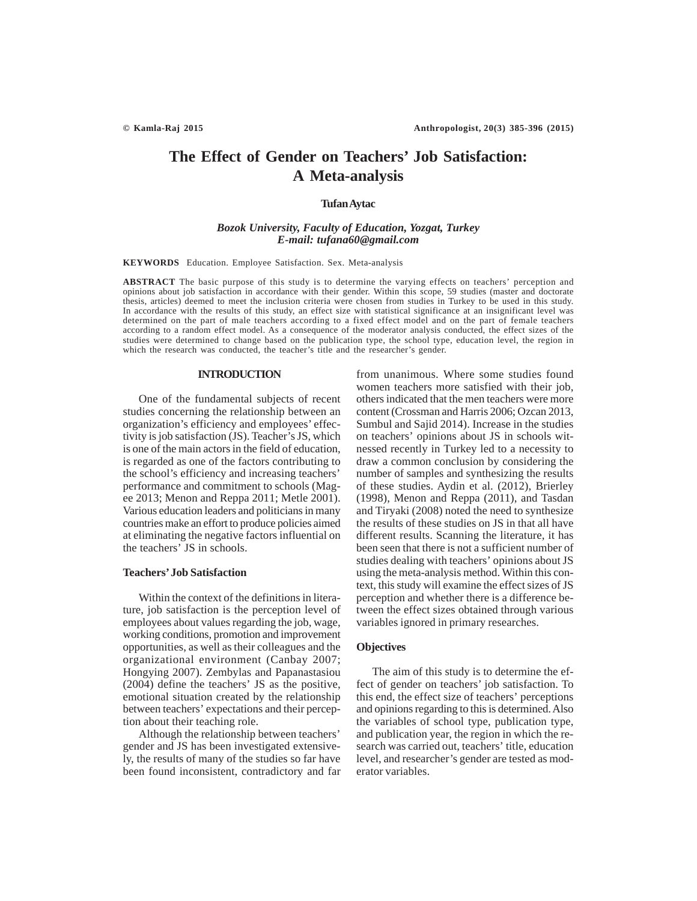# The Effect of Gender on Teachers' Job Satisfaction: A Meta-analysis

**Tufan Aytac**

*Bozok University, Faculty of Education, Yozgat, Turkey*
*E-mail: tufana60@gmail.com*

**KEYWORDS** Education. Employee Satisfaction. Sex. Meta-analysis

**ABSTRACT** The basic purpose of this study is to determine the varying effects on teachers' perception and opinions about job satisfaction in accordance with their gender. Within this scope, 59 studies (master and doctorate thesis, articles) deemed to meet the inclusion criteria were chosen from studies in Turkey to be used in this study. In accordance with the results of this study, an effect size with statistical significance at an insignificant level was determined on the part of male teachers according to a fixed effect model and on the part of female teachers according to a random effect model. As a consequence of the moderator analysis conducted, the effect sizes of the studies were determined to change based on the publication type, the school type, education level, the region in which the research was conducted, the teacher's title and the researcher's gender.

## INTRODUCTION

One of the fundamental subjects of recent studies concerning the relationship between an organization's efficiency and employees' effectivity is job satisfaction (JS). Teacher's JS, which is one of the main actors in the field of education, is regarded as one of the factors contributing to the school's efficiency and increasing teachers' performance and commitment to schools (Magee 2013; Menon and Reppa 2011; Metle 2001). Various education leaders and politicians in many countries make an effort to produce policies aimed at eliminating the negative factors influential on the teachers' JS in schools.

### Teachers' Job Satisfaction

Within the context of the definitions in literature, job satisfaction is the perception level of employees about values regarding the job, wage, working conditions, promotion and improvement opportunities, as well as their colleagues and the organizational environment (Canbay 2007; Hongying 2007). Zembylas and Papanastasiou (2004) define the teachers' JS as the positive, emotional situation created by the relationship between teachers' expectations and their perception about their teaching role.

Although the relationship between teachers' gender and JS has been investigated extensively, the results of many of the studies so far have been found inconsistent, contradictory and far from unanimous. Where some studies found women teachers more satisfied with their job, others indicated that the men teachers were more content (Crossman and Harris 2006; Ozcan 2013, Sumbul and Sajid 2014). Increase in the studies on teachers' opinions about JS in schools witnessed recently in Turkey led to a necessity to draw a common conclusion by considering the number of samples and synthesizing the results of these studies. Aydin et al. (2012), Brierley (1998), Menon and Reppa (2011), and Tasdan and Tiryaki (2008) noted the need to synthesize the results of these studies on JS in that all have different results. Scanning the literature, it has been seen that there is not a sufficient number of studies dealing with teachers' opinions about JS using the meta-analysis method. Within this context, this study will examine the effect sizes of JS perception and whether there is a difference between the effect sizes obtained through various variables ignored in primary researches.

### Objectives

The aim of this study is to determine the effect of gender on teachers' job satisfaction. To this end, the effect size of teachers' perceptions and opinions regarding to this is determined. Also the variables of school type, publication type, and publication year, the region in which the research was carried out, teachers' title, education level, and researcher's gender are tested as moderator variables.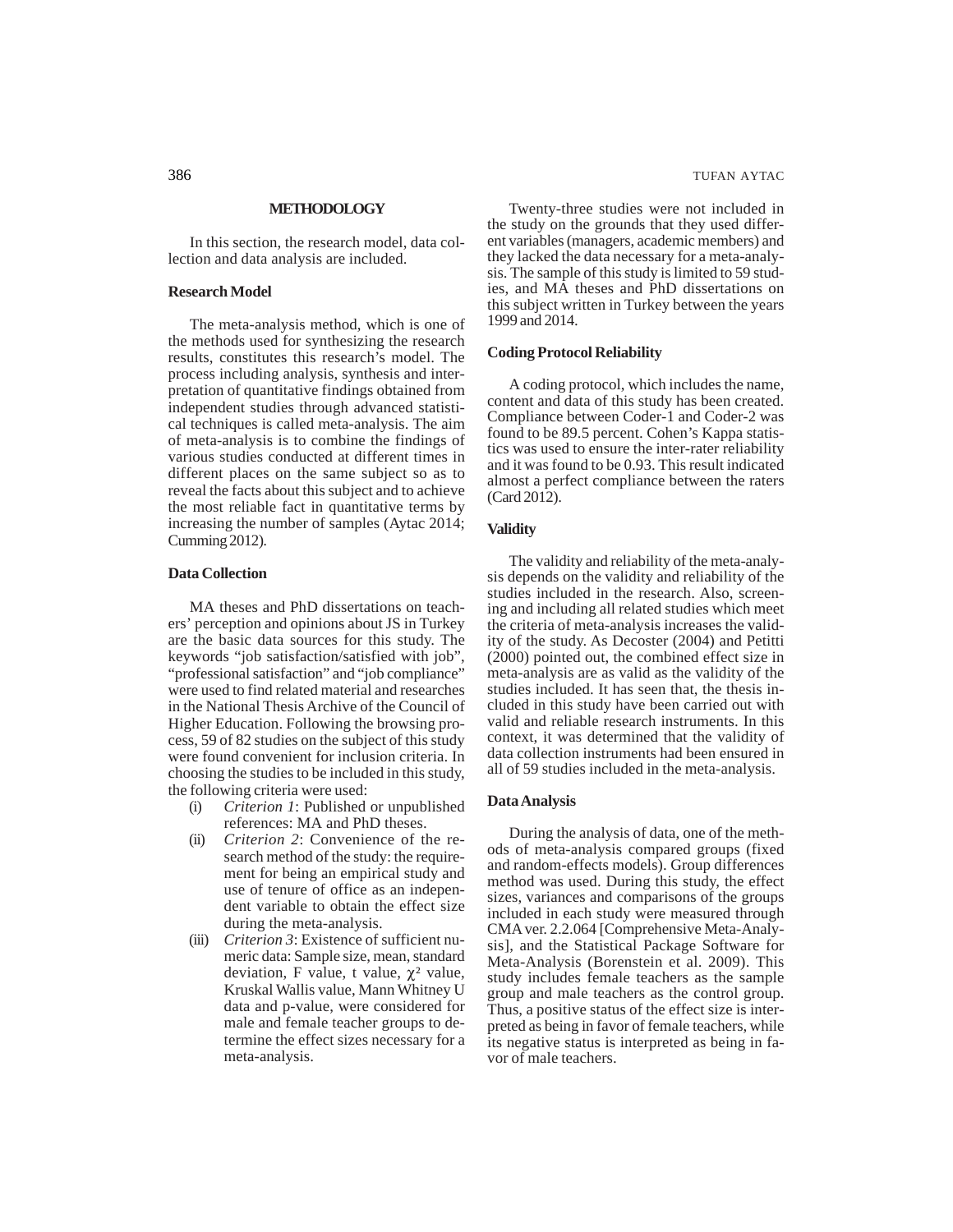## METHODOLOGY

In this section, the research model, data collection and data analysis are included.

### Research Model

The meta-analysis method, which is one of the methods used for synthesizing the research results, constitutes this research's model. The process including analysis, synthesis and interpretation of quantitative findings obtained from independent studies through advanced statistical techniques is called meta-analysis. The aim of meta-analysis is to combine the findings of various studies conducted at different times in different places on the same subject so as to reveal the facts about this subject and to achieve the most reliable fact in quantitative terms by increasing the number of samples (Aytac 2014; Cumming 2012).

### Data Collection

MA theses and PhD dissertations on teachers' perception and opinions about JS in Turkey are the basic data sources for this study. The keywords "job satisfaction/satisfied with job", "professional satisfaction" and "job compliance" were used to find related material and researches in the National Thesis Archive of the Council of Higher Education. Following the browsing process, 59 of 82 studies on the subject of this study were found convenient for inclusion criteria. In choosing the studies to be included in this study, the following criteria were used:

(i) *Criterion 1*: Published or unpublished references: MA and PhD theses.

(ii) *Criterion 2*: Convenience of the research method of the study: the requirement for being an empirical study and use of tenure of office as an independent variable to obtain the effect size during the meta-analysis.

(iii) *Criterion 3*: Existence of sufficient numeric data: Sample size, mean, standard deviation, F value, t value, $\chi^2$ value, Kruskal Wallis value, Mann Whitney U data and p-value, were considered for male and female teacher groups to determine the effect sizes necessary for a meta-analysis.

Twenty-three studies were not included in the study on the grounds that they used different variables (managers, academic members) and they lacked the data necessary for a meta-analysis. The sample of this study is limited to 59 studies, and MA theses and PhD dissertations on this subject written in Turkey between the years 1999 and 2014.

### Coding Protocol Reliability

A coding protocol, which includes the name, content and data of this study has been created. Compliance between Coder-1 and Coder-2 was found to be 89.5 percent. Cohen's Kappa statistics was used to ensure the inter-rater reliability and it was found to be 0.93. This result indicated almost a perfect compliance between the raters (Card 2012).

### Validity

The validity and reliability of the meta-analysis depends on the validity and reliability of the studies included in the research. Also, screening and including all related studies which meet the criteria of meta-analysis increases the validity of the study. As Decoster (2004) and Petitti (2000) pointed out, the combined effect size in meta-analysis are as valid as the validity of the studies included. It has seen that, the thesis included in this study have been carried out with valid and reliable research instruments. In this context, it was determined that the validity of data collection instruments had been ensured in all of 59 studies included in the meta-analysis.

### Data Analysis

During the analysis of data, one of the methods of meta-analysis compared groups (fixed and random-effects models). Group differences method was used. During this study, the effect sizes, variances and comparisons of the groups included in each study were measured through CMA ver. 2.2.064 [Comprehensive Meta-Analysis], and the Statistical Package Software for Meta-Analysis (Borenstein et al. 2009). This study includes female teachers as the sample group and male teachers as the control group. Thus, a positive status of the effect size is interpreted as being in favor of female teachers, while its negative status is interpreted as being in favor of male teachers.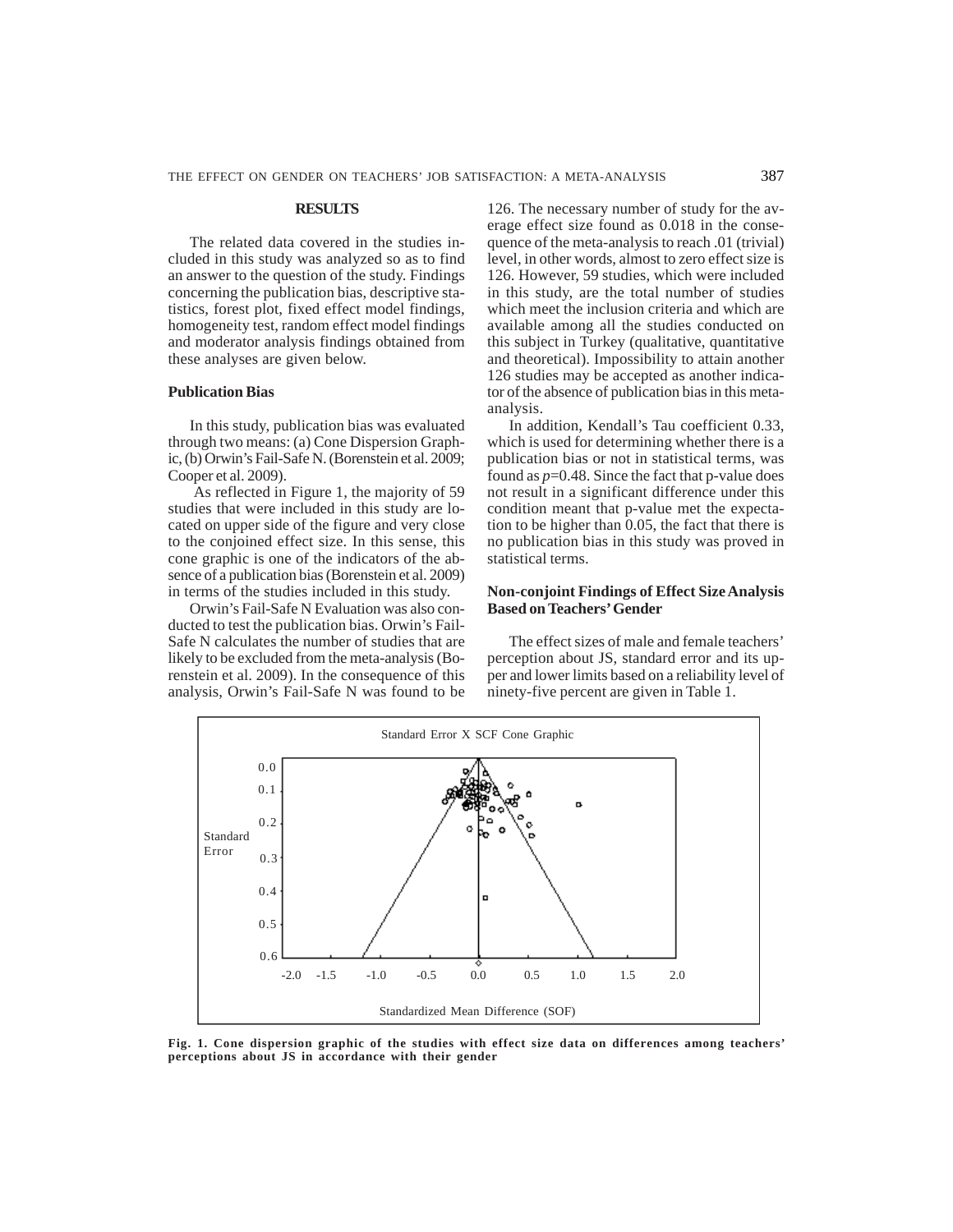## RESULTS

The related data covered in the studies included in this study was analyzed so as to find an answer to the question of the study. Findings concerning the publication bias, descriptive statistics, forest plot, fixed effect model findings, homogeneity test, random effect model findings and moderator analysis findings obtained from these analyses are given below.

### Publication Bias

In this study, publication bias was evaluated through two means: (a) Cone Dispersion Graphic, (b) Orwin's Fail-Safe N. (Borenstein et al. 2009; Cooper et al. 2009).

As reflected in Figure 1, the majority of 59 studies that were included in this study are located on upper side of the figure and very close to the conjoined effect size. In this sense, this cone graphic is one of the indicators of the absence of a publication bias (Borenstein et al. 2009) in terms of the studies included in this study.

Orwin's Fail-Safe N Evaluation was also conducted to test the publication bias. Orwin's Fail-Safe N calculates the number of studies that are likely to be excluded from the meta-analysis (Borenstein et al. 2009). In the consequence of this analysis, Orwin's Fail-Safe N was found to be 126. The necessary number of study for the average effect size found as 0.018 in the consequence of the meta-analysis to reach .01 (trivial) level, in other words, almost to zero effect size is 126. However, 59 studies, which were included in this study, are the total number of studies which meet the inclusion criteria and which are available among all the studies conducted on this subject in Turkey (qualitative, quantitative and theoretical). Impossibility to attain another 126 studies may be accepted as another indicator of the absence of publication bias in this meta-analysis.

In addition, Kendall's Tau coefficient 0.33, which is used for determining whether there is a publication bias or not in statistical terms, was found as $p$=0.48. Since the fact that p-value does not result in a significant difference under this condition meant that p-value met the expectation to be higher than 0.05, the fact that there is no publication bias in this study was proved in statistical terms.

### Non-conjoint Findings of Effect Size Analysis Based on Teachers' Gender

The effect sizes of male and female teachers' perception about JS, standard error and its upper and lower limits based on a reliability level of ninety-five percent are given in Table 1.

Standard Error X SCF Cone Graphic

Standard Error

0.0
0.1
0.2
0.3
0.4
0.5
0.6

-2.0 -1.5 -1.0 -0.5 0.0 0.5 1.0 1.5 2.0

Standardized Mean Difference (SOF)

**Fig. 1. Cone dispersion graphic of the studies with effect size data on differences among teachers' perceptions about JS in accordance with their gender**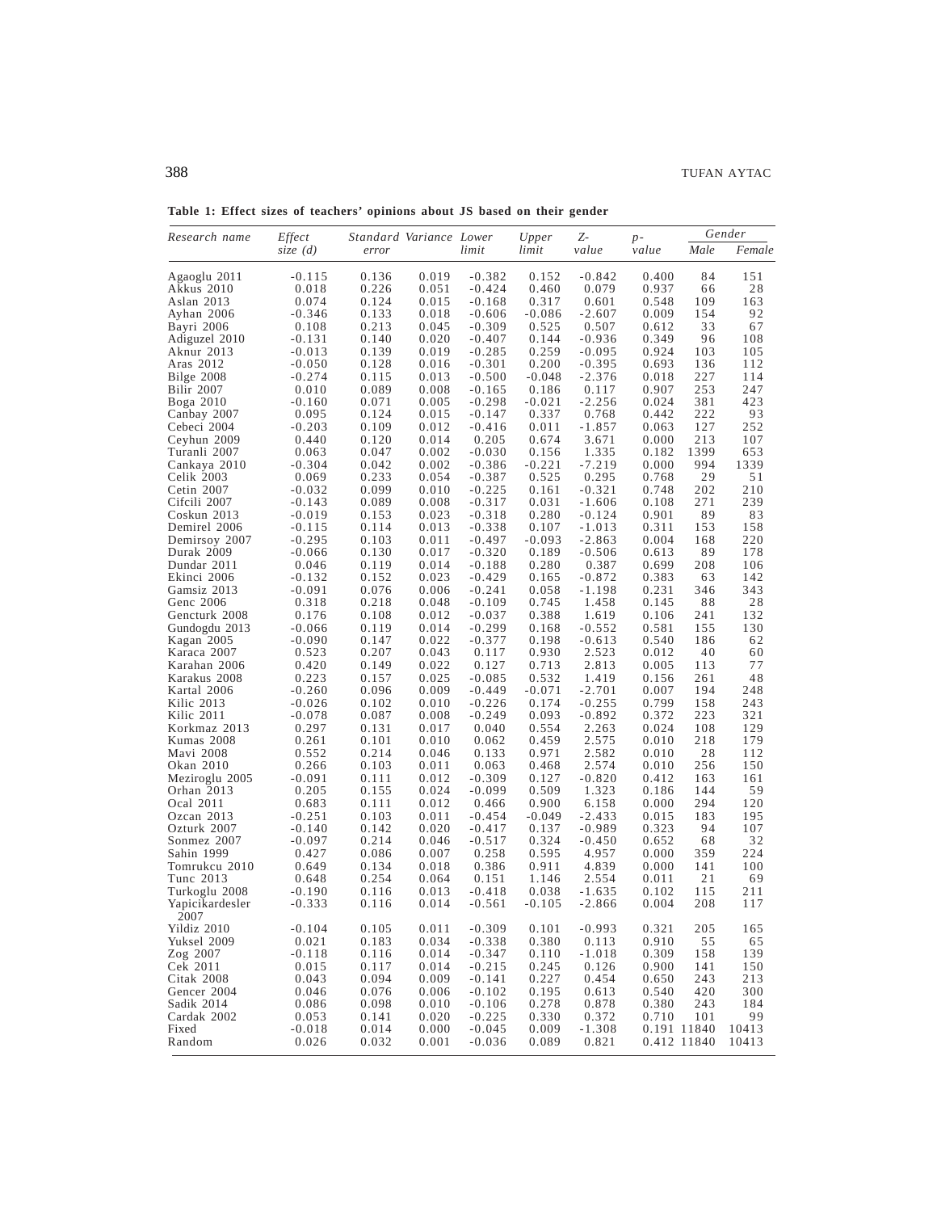**Table 1: Effect sizes of teachers' opinions about JS based on their gender**

| *Research name* | *Effect size (d)* | *Standard error* | *Variance* | *Lower limit* | *Upper limit* | *Z-value* | *p-value* | *Gender* | |
|---|---|---|---|---|---|---|---|---|---|
| | | | | | | | | *Male* | *Female* |
| Agaoglu 2011 | -0.115 | 0.136 | 0.019 | -0.382 | 0.152 | -0.842 | 0.400 | 84 | 151 |
| Akkus 2010 | 0.018 | 0.226 | 0.051 | -0.424 | 0.460 | 0.079 | 0.937 | 66 | 28 |
| Aslan 2013 | 0.074 | 0.124 | 0.015 | -0.168 | 0.317 | 0.601 | 0.548 | 109 | 163 |
| Ayhan 2006 | -0.346 | 0.133 | 0.018 | -0.606 | -0.086 | -2.607 | 0.009 | 154 | 92 |
| Bayri 2006 | 0.108 | 0.213 | 0.045 | -0.309 | 0.525 | 0.507 | 0.612 | 33 | 67 |
| Adiguzel 2010 | -0.131 | 0.140 | 0.020 | -0.407 | 0.144 | -0.936 | 0.349 | 96 | 108 |
| Aknur 2013 | -0.013 | 0.139 | 0.019 | -0.285 | 0.259 | -0.095 | 0.924 | 103 | 105 |
| Aras 2012 | -0.050 | 0.128 | 0.016 | -0.301 | 0.200 | -0.395 | 0.693 | 136 | 112 |
| Bilge 2008 | -0.274 | 0.115 | 0.013 | -0.500 | -0.048 | -2.376 | 0.018 | 227 | 114 |
| Bilir 2007 | 0.010 | 0.089 | 0.008 | -0.165 | 0.186 | 0.117 | 0.907 | 253 | 247 |
| Boga 2010 | -0.160 | 0.071 | 0.005 | -0.298 | -0.021 | -2.256 | 0.024 | 381 | 423 |
| Canbay 2007 | 0.095 | 0.124 | 0.015 | -0.147 | 0.337 | 0.768 | 0.442 | 222 | 93 |
| Cebeci 2004 | -0.203 | 0.109 | 0.012 | -0.416 | 0.011 | -1.857 | 0.063 | 127 | 252 |
| Ceyhun 2009 | 0.440 | 0.120 | 0.014 | 0.205 | 0.674 | 3.671 | 0.000 | 213 | 107 |
| Turanli 2007 | 0.063 | 0.047 | 0.002 | -0.030 | 0.156 | 1.335 | 0.182 | 1399 | 653 |
| Cankaya 2010 | -0.304 | 0.042 | 0.002 | -0.386 | -0.221 | -7.219 | 0.000 | 994 | 1339 |
| Celik 2003 | 0.069 | 0.233 | 0.054 | -0.387 | 0.525 | 0.295 | 0.768 | 29 | 51 |
| Cetin 2007 | -0.032 | 0.099 | 0.010 | -0.225 | 0.161 | -0.321 | 0.748 | 202 | 210 |
| Cifcili 2007 | -0.143 | 0.089 | 0.008 | -0.317 | 0.031 | -1.606 | 0.108 | 271 | 239 |
| Coskun 2013 | -0.019 | 0.153 | 0.023 | -0.318 | 0.280 | -0.124 | 0.901 | 89 | 83 |
| Demirel 2006 | -0.115 | 0.114 | 0.013 | -0.338 | 0.107 | -1.013 | 0.311 | 153 | 158 |
| Demirsoy 2007 | -0.295 | 0.103 | 0.011 | -0.497 | -0.093 | -2.863 | 0.004 | 168 | 220 |
| Durak 2009 | -0.066 | 0.130 | 0.017 | -0.320 | 0.189 | -0.506 | 0.613 | 89 | 178 |
| Dundar 2011 | 0.046 | 0.119 | 0.014 | -0.188 | 0.280 | 0.387 | 0.699 | 208 | 106 |
| Ekinci 2006 | -0.132 | 0.152 | 0.023 | -0.429 | 0.165 | -0.872 | 0.383 | 63 | 142 |
| Gamsiz 2013 | -0.091 | 0.076 | 0.006 | -0.241 | 0.058 | -1.198 | 0.231 | 346 | 343 |
| Genc 2006 | 0.318 | 0.218 | 0.048 | -0.109 | 0.745 | 1.458 | 0.145 | 88 | 28 |
| Gencturk 2008 | 0.176 | 0.108 | 0.012 | -0.037 | 0.388 | 1.619 | 0.106 | 241 | 132 |
| Gundogdu 2013 | -0.066 | 0.119 | 0.014 | -0.299 | 0.168 | -0.552 | 0.581 | 155 | 130 |
| Kagan 2005 | -0.090 | 0.147 | 0.022 | -0.377 | 0.198 | -0.613 | 0.540 | 186 | 62 |
| Karaca 2007 | 0.523 | 0.207 | 0.043 | 0.117 | 0.930 | 2.523 | 0.012 | 40 | 60 |
| Karahan 2006 | 0.420 | 0.149 | 0.022 | 0.127 | 0.713 | 2.813 | 0.005 | 113 | 77 |
| Karakus 2008 | 0.223 | 0.157 | 0.025 | -0.085 | 0.532 | 1.419 | 0.156 | 261 | 48 |
| Kartal 2006 | -0.260 | 0.096 | 0.009 | -0.449 | -0.071 | -2.701 | 0.007 | 194 | 248 |
| Kilic 2013 | -0.026 | 0.102 | 0.010 | -0.226 | 0.174 | -0.255 | 0.799 | 158 | 243 |
| Kilic 2011 | -0.078 | 0.087 | 0.008 | -0.249 | 0.093 | -0.892 | 0.372 | 223 | 321 |
| Korkmaz 2013 | 0.297 | 0.131 | 0.017 | 0.040 | 0.554 | 2.263 | 0.024 | 108 | 129 |
| Kumas 2008 | 0.261 | 0.101 | 0.010 | 0.062 | 0.459 | 2.575 | 0.010 | 218 | 179 |
| Mavi 2008 | 0.552 | 0.214 | 0.046 | 0.133 | 0.971 | 2.582 | 0.010 | 28 | 112 |
| Okan 2010 | 0.266 | 0.103 | 0.011 | 0.063 | 0.468 | 2.574 | 0.010 | 256 | 150 |
| Meziroglu 2005 | -0.091 | 0.111 | 0.012 | -0.309 | 0.127 | -0.820 | 0.412 | 163 | 161 |
| Orhan 2013 | 0.205 | 0.155 | 0.024 | -0.099 | 0.509 | 1.323 | 0.186 | 144 | 59 |
| Ocal 2011 | 0.683 | 0.111 | 0.012 | 0.466 | 0.900 | 6.158 | 0.000 | 294 | 120 |
| Ozcan 2013 | -0.251 | 0.103 | 0.011 | -0.454 | -0.049 | -2.433 | 0.015 | 183 | 195 |
| Ozturk 2007 | -0.140 | 0.142 | 0.020 | -0.417 | 0.137 | -0.989 | 0.323 | 94 | 107 |
| Sonmez 2007 | -0.097 | 0.214 | 0.046 | -0.517 | 0.324 | -0.450 | 0.652 | 68 | 32 |
| Sahin 1999 | 0.427 | 0.086 | 0.007 | 0.258 | 0.595 | 4.957 | 0.000 | 359 | 224 |
| Tomrukcu 2010 | 0.649 | 0.134 | 0.018 | 0.386 | 0.911 | 4.839 | 0.000 | 141 | 100 |
| Tunc 2013 | 0.648 | 0.254 | 0.064 | 0.151 | 1.146 | 2.554 | 0.011 | 21 | 69 |
| Turkoglu 2008 | -0.190 | 0.116 | 0.013 | -0.418 | 0.038 | -1.635 | 0.102 | 115 | 211 |
| Yapicikardesler 2007 | -0.333 | 0.116 | 0.014 | -0.561 | -0.105 | -2.866 | 0.004 | 208 | 117 |
| Yildiz 2010 | -0.104 | 0.105 | 0.011 | -0.309 | 0.101 | -0.993 | 0.321 | 205 | 165 |
| Yuksel 2009 | 0.021 | 0.183 | 0.034 | -0.338 | 0.380 | 0.113 | 0.910 | 55 | 65 |
| Zog 2007 | -0.118 | 0.116 | 0.014 | -0.347 | 0.110 | -1.018 | 0.309 | 158 | 139 |
| Cek 2011 | 0.015 | 0.117 | 0.014 | -0.215 | 0.245 | 0.126 | 0.900 | 141 | 150 |
| Citak 2008 | 0.043 | 0.094 | 0.009 | -0.141 | 0.227 | 0.454 | 0.650 | 243 | 213 |
| Gencer 2004 | 0.046 | 0.076 | 0.006 | -0.102 | 0.195 | 0.613 | 0.540 | 420 | 300 |
| Sadik 2014 | 0.086 | 0.098 | 0.010 | -0.106 | 0.278 | 0.878 | 0.380 | 243 | 184 |
| Cardak 2002 | 0.053 | 0.141 | 0.020 | -0.225 | 0.330 | 0.372 | 0.710 | 101 | 99 |
| Fixed | -0.018 | 0.014 | 0.000 | -0.045 | 0.009 | -1.308 | 0.191 | 11840 | 10413 |
| Random | 0.026 | 0.032 | 0.001 | -0.036 | 0.089 | 0.821 | 0.412 | 11840 | 10413 |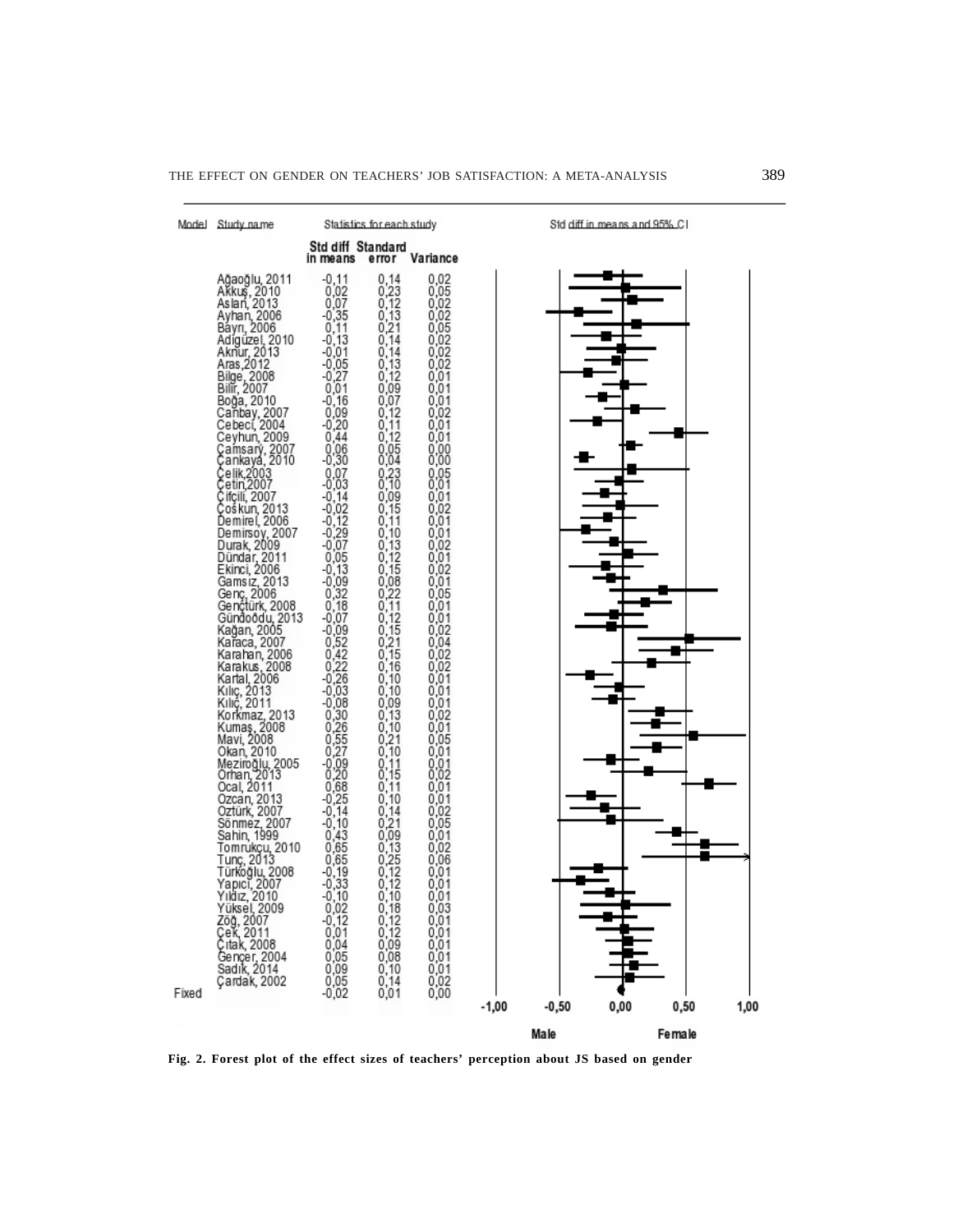Model Study name

Statistics for each study

Std diff in means | Standard error | Variance

Std diff in means and 95% CI

Ağaoğlu, 2011 -0,11 0,14 0,02
Akkuş, 2010 0,02 0,23 0,05
Aslan, 2013 0,07 0,12 0,02
Ayhan, 2006 -0,35 0,13 0,02
Bayrı, 2006 0,11 0,21 0,05
Adıgüzel, 2010 -0,13 0,14 0,02
Akınur, 2013 -0,01 0,14 0,02
Aras,2012 -0,05 0,13 0,02
Bilge, 2008 -0,27 0,12 0,01
Bilir, 2007 0,01 0,09 0,01
Boğa, 2010 -0,16 0,07 0,01
Canbay, 2007 0,09 0,12 0,02
Cebeci, 2004 -0,20 0,11 0,01
Ceyhun, 2009 0,44 0,12 0,01
Çamsarı, 2007 0,06 0,05 0,00
Çankaya, 2010 -0,30 0,04 0,00
Çelik,2003 0,07 0,23 0,05
Çetin,2007 -0,03 0,10 0,01
Çifçili, 2007 -0,14 0,09 0,01
Çoşkun, 2013 -0,02 0,15 0,02
Demirel, 2006 -0,12 0,11 0,01
Demirsoy, 2007 -0,29 0,10 0,01
Durak, 2009 -0,07 0,13 0,02
Dündar, 2011 0,05 0,12 0,01
Ekinci, 2006 -0,13 0,15 0,02
Gamsız, 2013 -0,09 0,08 0,01
Genç, 2006 0,32 0,22 0,05
Gençtürk, 2008 0,18 0,11 0,01
Gündoğdu, 2013 -0,07 0,12 0,01
Kağan, 2005 -0,09 0,15 0,02
Karaca, 2007 0,52 0,21 0,04
Karahan, 2006 0,42 0,15 0,02
Karakuş, 2008 0,22 0,16 0,02
Kartal, 2006 -0,26 0,10 0,01
Kılıç, 2013 -0,03 0,10 0,01
Kılıç, 2011 -0,08 0,09 0,01
Korkmaz, 2013 0,30 0,13 0,02
Kumaş, 2008 0,26 0,10 0,01
Mavi, 2008 0,55 0,21 0,05
Okan, 2010 0,27 0,10 0,01
Meziroğlu, 2005 -0,09 0,11 0,01
Orhan, 2013 0,20 0,15 0,02
Ocal, 2011 0,68 0,11 0,01
Ozcan, 2013 -0,25 0,10 0,01
Oztürk, 2007 -0,14 0,14 0,02
Sönmez, 2007 -0,10 0,21 0,05
Sahin, 1999 0,43 0,09 0,01
Tomrukçu, 2010 0,65 0,13 0,02
Tunç, 2013 0,65 0,25 0,06
Türkoğlu, 2008 -0,19 0,12 0,01
Yapıcı, 2007 -0,33 0,12 0,01
Yıldız, 2010 -0,10 0,10 0,01
Yüksel, 2009 0,02 0,18 0,03
Zöğ, 2007 -0,12 0,12 0,01
Çek, 2011 0,01 0,12 0,01
Çıtak, 2008 0,04 0,09 0,01
Gençer, 2004 0,05 0,08 0,01
Sadık, 2014 0,09 0,10 0,01
Çardak, 2002 0,05 0,14 0,02
Fixed -0,02 0,01 0,00

-1,00 -0,50 0,00 0,50 1,00

Male Female

**Fig. 2. Forest plot of the effect sizes of teachers' perception about JS based on gender**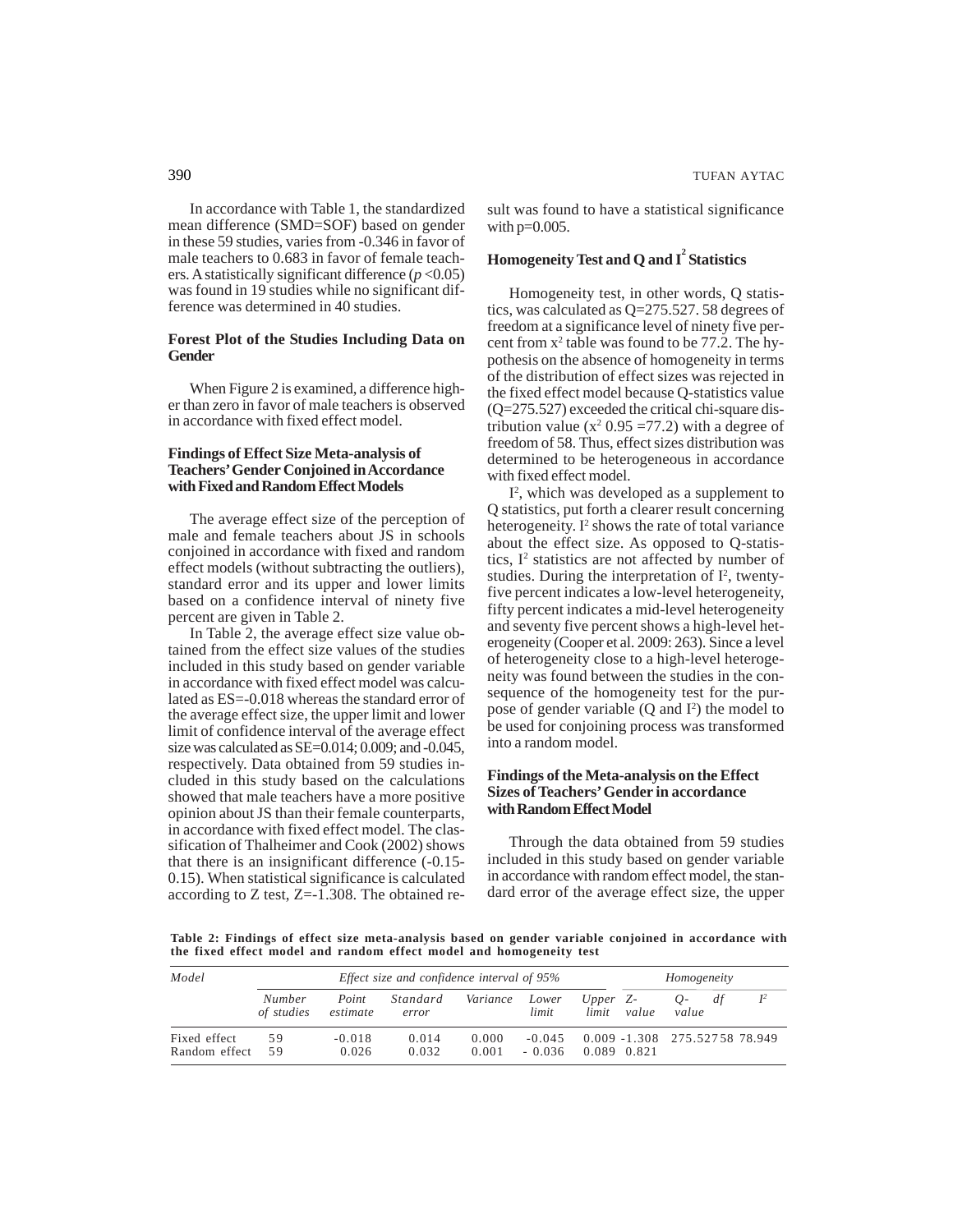In accordance with Table 1, the standardized mean difference (SMD=SOF) based on gender in these 59 studies, varies from -0.346 in favor of male teachers to 0.683 in favor of female teachers. A statistically significant difference ($p < 0.05$) was found in 19 studies while no significant difference was determined in 40 studies.

### Forest Plot of the Studies Including Data on Gender

When Figure 2 is examined, a difference higher than zero in favor of male teachers is observed in accordance with fixed effect model.

### Findings of Effect Size Meta-analysis of Teachers' Gender Conjoined in Accordance with Fixed and Random Effect Models

The average effect size of the perception of male and female teachers about JS in schools conjoined in accordance with fixed and random effect models (without subtracting the outliers), standard error and its upper and lower limits based on a confidence interval of ninety five percent are given in Table 2.

In Table 2, the average effect size value obtained from the effect size values of the studies included in this study based on gender variable in accordance with fixed effect model was calculated as ES=-0.018 whereas the standard error of the average effect size, the upper limit and lower limit of confidence interval of the average effect size was calculated as SE=0.014; 0.009; and -0.045, respectively. Data obtained from 59 studies included in this study based on the calculations showed that male teachers have a more positive opinion about JS than their female counterparts, in accordance with fixed effect model. The classification of Thalheimer and Cook (2002) shows that there is an insignificant difference (-0.15-0.15). When statistical significance is calculated according to Z test, Z=-1.308. The obtained result was found to have a statistical significance with p=0.005.

### Homogeneity Test and Q and $I^2$ Statistics

Homogeneity test, in other words, Q statistics, was calculated as Q=275.527. 58 degrees of freedom at a significance level of ninety five percent from $x^2$ table was found to be 77.2. The hypothesis on the absence of homogeneity in terms of the distribution of effect sizes was rejected in the fixed effect model because Q-statistics value (Q=275.527) exceeded the critical chi-square distribution value ($x^2$ 0.95 =77.2) with a degree of freedom of 58. Thus, effect sizes distribution was determined to be heterogeneous in accordance with fixed effect model.

$I^2$, which was developed as a supplement to Q statistics, put forth a clearer result concerning heterogeneity. $I^2$ shows the rate of total variance about the effect size. As opposed to Q-statistics, $I^2$ statistics are not affected by number of studies. During the interpretation of $I^2$, twenty-five percent indicates a low-level heterogeneity, fifty percent indicates a mid-level heterogeneity and seventy five percent shows a high-level heterogeneity (Cooper et al. 2009: 263). Since a level of heterogeneity close to a high-level heterogeneity was found between the studies in the consequence of the homogeneity test for the purpose of gender variable (Q and $I^2$) the model to be used for conjoining process was transformed into a random model.

### Findings of the Meta-analysis on the Effect Sizes of Teachers' Gender in accordance with Random Effect Model

Through the data obtained from 59 studies included in this study based on gender variable in accordance with random effect model, the standard error of the average effect size, the upper

**Table 2: Findings of effect size meta-analysis based on gender variable conjoined in accordance with the fixed effect model and random effect model and homogeneity test**

| *Model* | *Effect size and confidence interval of 95%* | | | | | | | *Homogeneity* | | |
|---|---|---|---|---|---|---|---|---|---|---|
| | *Number of studies* | *Point estimate* | *Standard error* | *Variance* | *Lower limit* | *Upper limit* | *Z-value* | *Q-value* | *df* | *$I^2$* |
| Fixed effect | 59 | -0.018 | 0.014 | 0.000 | -0.045 | 0.009 | -1.308 | 275.527 | 58 | 78.949 |
| Random effect | 59 | 0.026 | 0.032 | 0.001 | - 0.036 | 0.089 | 0.821 | | | |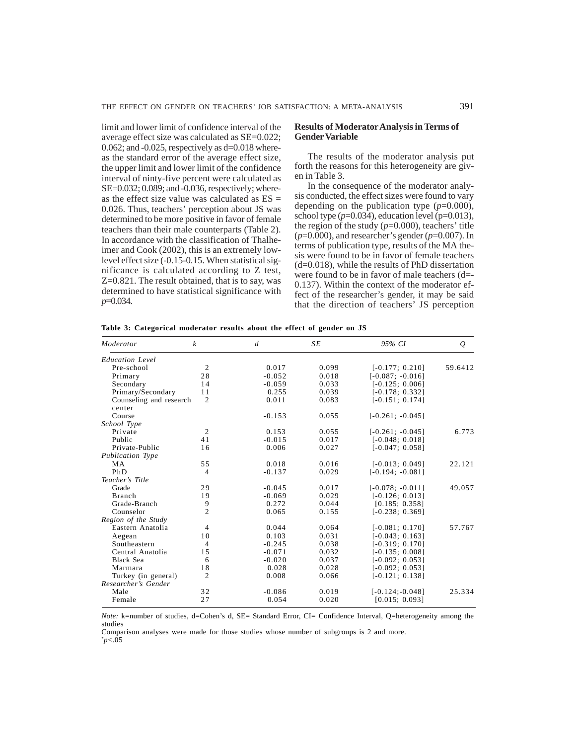limit and lower limit of confidence interval of the average effect size was calculated as SE=0.022; 0.062; and -0.025, respectively as d=0.018 whereas the standard error of the average effect size, the upper limit and lower limit of the confidence interval of ninty-five percent were calculated as SE=0.032; 0.089; and -0.036, respectively; whereas the effect size value was calculated as ES = 0.026. Thus, teachers' perception about JS was determined to be more positive in favor of female teachers than their male counterparts (Table 2). In accordance with the classification of Thalheimer and Cook (2002), this is an extremely low-level effect size (-0.15-0.15. When statistical significance is calculated according to Z test, Z=0.821. The result obtained, that is to say, was determined to have statistical significance with *p*=0.034.

### Results of Moderator Analysis in Terms of Gender Variable

The results of the moderator analysis put forth the reasons for this heterogeneity are given in Table 3.

In the consequence of the moderator analysis conducted, the effect sizes were found to vary depending on the publication type (*p*=0.000), school type (*p*=0.034), education level (p=0.013), the region of the study (*p*=0.000), teachers' title (*p*=0.000), and researcher's gender (*p*=0.007). In terms of publication type, results of the MA thesis were found to be in favor of female teachers (d=0.018), while the results of PhD dissertation were found to be in favor of male teachers (d=-0.137). Within the context of the moderator effect of the researcher's gender, it may be said that the direction of teachers' JS perception

**Table 3: Categorical moderator results about the effect of gender on JS**

| *Moderator* | *k* | *d* | *SE* | *95% CI* | *Q* |
|---|---|---|---|---|---|
| *Education Level* | | | | | |
| Pre-school | 2 | 0.017 | 0.099 | [-0.177; 0.210] | 59.6412 |
| Primary | 28 | -0.052 | 0.018 | [-0.087; -0.016] | |
| Secondary | 14 | -0.059 | 0.033 | [-0.125; 0.006] | |
| Primary/Secondary | 11 | 0.255 | 0.039 | [-0.178; 0.332] | |
| Counseling and research center | 2 | 0.011 | 0.083 | [-0.151; 0.174] | |
| Course | | -0.153 | 0.055 | [-0.261; -0.045] | |
| *School Type* | | | | | |
| Private | 2 | 0.153 | 0.055 | [-0.261; -0.045] | 6.773 |
| Public | 41 | -0.015 | 0.017 | [-0.048; 0.018] | |
| Private-Public | 16 | 0.006 | 0.027 | [-0.047; 0.058] | |
| *Publication Type* | | | | | |
| MA | 55 | 0.018 | 0.016 | [-0.013; 0.049] | 22.121 |
| PhD | 4 | -0.137 | 0.029 | [-0.194; -0.081] | |
| *Teacher's Title* | | | | | |
| Grade | 29 | -0.045 | 0.017 | [-0.078; -0.011] | 49.057 |
| Branch | 19 | -0.069 | 0.029 | [-0.126; 0.013] | |
| Grade-Branch | 9 | 0.272 | 0.044 | [0.185; 0.358] | |
| Counselor | 2 | 0.065 | 0.155 | [-0.238; 0.369] | |
| *Region of the Study* | | | | | |
| Eastern Anatolia | 4 | 0.044 | 0.064 | [-0.081; 0.170] | 57.767 |
| Aegean | 10 | 0.103 | 0.031 | [-0.043; 0.163] | |
| Southeastern | 4 | -0.245 | 0.038 | [-0.319; 0.170] | |
| Central Anatolia | 15 | -0.071 | 0.032 | [-0.135; 0.008] | |
| Black Sea | 6 | -0.020 | 0.037 | [-0.092; 0.053] | |
| Marmara | 18 | 0.028 | 0.028 | [-0.092; 0.053] | |
| Turkey (in general) | 2 | 0.008 | 0.066 | [-0.121; 0.138] | |
| *Researcher's Gender* | | | | | |
| Male | 32 | -0.086 | 0.019 | [-0.124;-0.048] | 25.334 |
| Female | 27 | 0.054 | 0.020 | [0.015; 0.093] | |

*Note:* k=number of studies, d=Cohen's d, SE= Standard Error, CI= Confidence Interval, Q=heterogeneity among the studies

Comparison analyses were made for those studies whose number of subgroups is 2 and more.

$^{*}p<.05$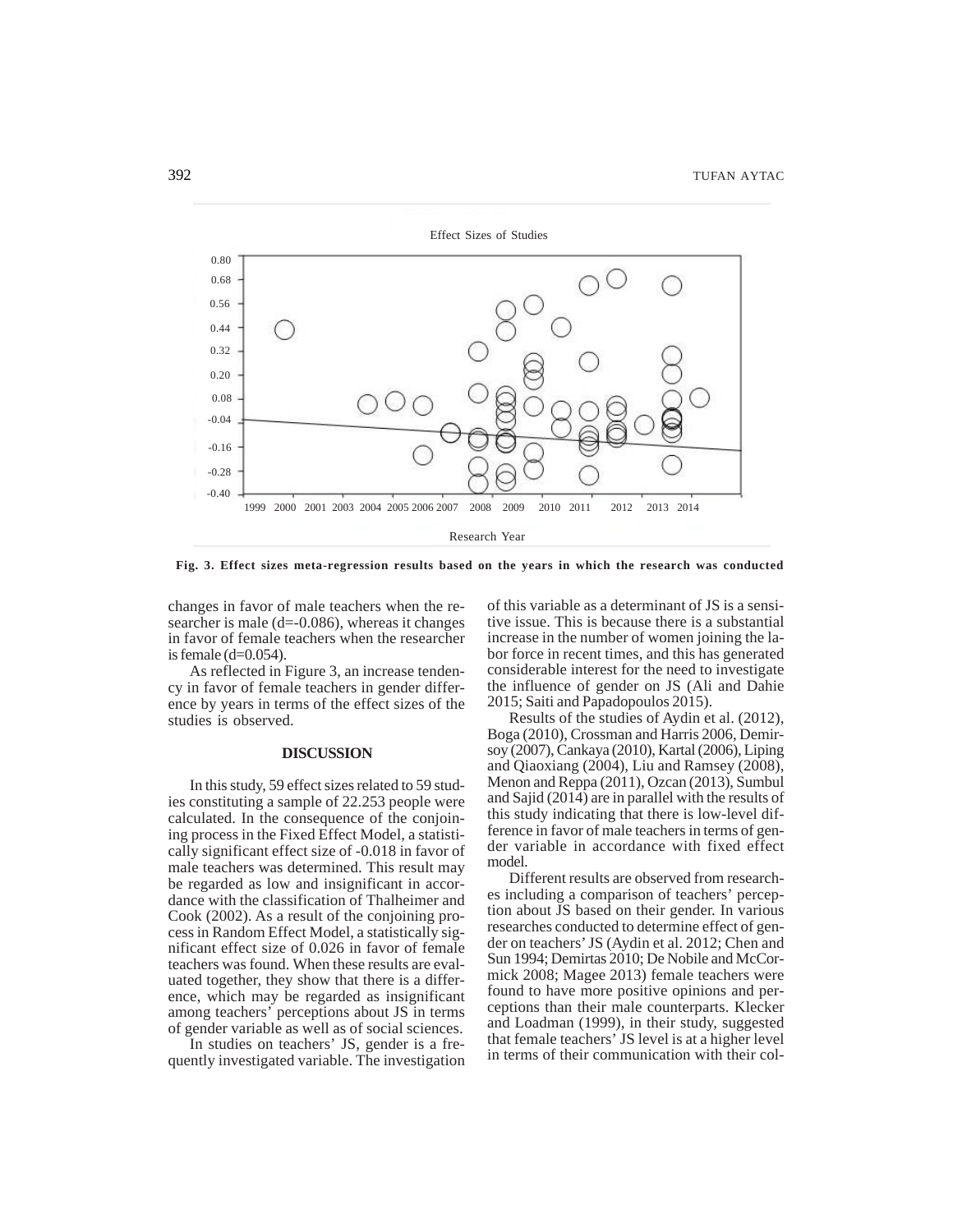Effect Sizes of Studies

0.80
0.68
0.56
0.44
0.32
0.20
0.08
-0.04
-0.16
-0.28
-0.40

1999 2000 2001 2003 2004 2005 2006 2007 2008 2009 2010 2011 2012 2013 2014

Research Year

**Fig. 3. Effect sizes meta-regression results based on the years in which the research was conducted**

changes in favor of male teachers when the researcher is male (d=-0.086), whereas it changes in favor of female teachers when the researcher is female (d=0.054).

As reflected in Figure 3, an increase tendency in favor of female teachers in gender difference by years in terms of the effect sizes of the studies is observed.

## DISCUSSION

In this study, 59 effect sizes related to 59 studies constituting a sample of 22.253 people were calculated. In the consequence of the conjoining process in the Fixed Effect Model, a statistically significant effect size of -0.018 in favor of male teachers was determined. This result may be regarded as low and insignificant in accordance with the classification of Thalheimer and Cook (2002). As a result of the conjoining process in Random Effect Model, a statistically significant effect size of 0.026 in favor of female teachers was found. When these results are evaluated together, they show that there is a difference, which may be regarded as insignificant among teachers' perceptions about JS in terms of gender variable as well as of social sciences.

In studies on teachers' JS, gender is a frequently investigated variable. The investigation of this variable as a determinant of JS is a sensitive issue. This is because there is a substantial increase in the number of women joining the labor force in recent times, and this has generated considerable interest for the need to investigate the influence of gender on JS (Ali and Dahie 2015; Saiti and Papadopoulos 2015).

Results of the studies of Aydin et al. (2012), Boga (2010), Crossman and Harris 2006, Demirsoy (2007), Cankaya (2010), Kartal (2006), Liping and Qiaoxiang (2004), Liu and Ramsey (2008), Menon and Reppa (2011), Ozcan (2013), Sumbul and Sajid (2014) are in parallel with the results of this study indicating that there is low-level difference in favor of male teachers in terms of gender variable in accordance with fixed effect model.

Different results are observed from researches including a comparison of teachers' perception about JS based on their gender. In various researches conducted to determine effect of gender on teachers' JS (Aydin et al. 2012; Chen and Sun 1994; Demirtas 2010; De Nobile and McCormick 2008; Magee 2013) female teachers were found to have more positive opinions and perceptions than their male counterparts. Klecker and Loadman (1999), in their study, suggested that female teachers' JS level is at a higher level in terms of their communication with their col-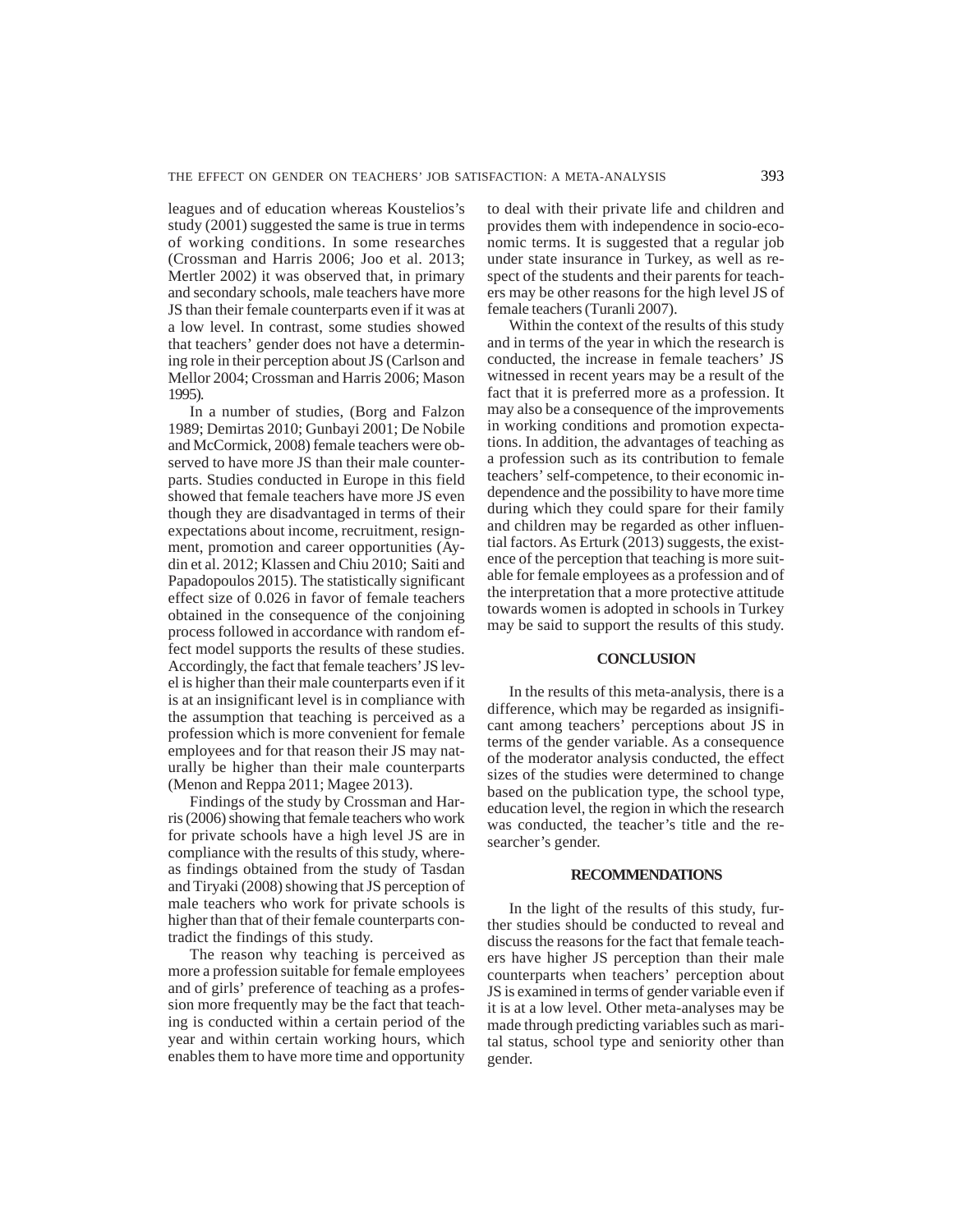leagues and of education whereas Koustelios's study (2001) suggested the same is true in terms of working conditions. In some researches (Crossman and Harris 2006; Joo et al. 2013; Mertler 2002) it was observed that, in primary and secondary schools, male teachers have more JS than their female counterparts even if it was at a low level. In contrast, some studies showed that teachers' gender does not have a determining role in their perception about JS (Carlson and Mellor 2004; Crossman and Harris 2006; Mason 1995).

In a number of studies, (Borg and Falzon 1989; Demirtas 2010; Gunbayi 2001; De Nobile and McCormick, 2008) female teachers were observed to have more JS than their male counterparts. Studies conducted in Europe in this field showed that female teachers have more JS even though they are disadvantaged in terms of their expectations about income, recruitment, resignment, promotion and career opportunities (Aydin et al. 2012; Klassen and Chiu 2010; Saiti and Papadopoulos 2015). The statistically significant effect size of 0.026 in favor of female teachers obtained in the consequence of the conjoining process followed in accordance with random effect model supports the results of these studies. Accordingly, the fact that female teachers' JS level is higher than their male counterparts even if it is at an insignificant level is in compliance with the assumption that teaching is perceived as a profession which is more convenient for female employees and for that reason their JS may naturally be higher than their male counterparts (Menon and Reppa 2011; Magee 2013).

Findings of the study by Crossman and Harris (2006) showing that female teachers who work for private schools have a high level JS are in compliance with the results of this study, whereas findings obtained from the study of Tasdan and Tiryaki (2008) showing that JS perception of male teachers who work for private schools is higher than that of their female counterparts contradict the findings of this study.

The reason why teaching is perceived as more a profession suitable for female employees and of girls' preference of teaching as a profession more frequently may be the fact that teaching is conducted within a certain period of the year and within certain working hours, which enables them to have more time and opportunity to deal with their private life and children and provides them with independence in socio-economic terms. It is suggested that a regular job under state insurance in Turkey, as well as respect of the students and their parents for teachers may be other reasons for the high level JS of female teachers (Turanli 2007).

Within the context of the results of this study and in terms of the year in which the research is conducted, the increase in female teachers' JS witnessed in recent years may be a result of the fact that it is preferred more as a profession. It may also be a consequence of the improvements in working conditions and promotion expectations. In addition, the advantages of teaching as a profession such as its contribution to female teachers' self-competence, to their economic independence and the possibility to have more time during which they could spare for their family and children may be regarded as other influential factors. As Erturk (2013) suggests, the existence of the perception that teaching is more suitable for female employees as a profession and of the interpretation that a more protective attitude towards women is adopted in schools in Turkey may be said to support the results of this study.

## CONCLUSION

In the results of this meta-analysis, there is a difference, which may be regarded as insignificant among teachers' perceptions about JS in terms of the gender variable. As a consequence of the moderator analysis conducted, the effect sizes of the studies were determined to change based on the publication type, the school type, education level, the region in which the research was conducted, the teacher's title and the researcher's gender.

## RECOMMENDATIONS

In the light of the results of this study, further studies should be conducted to reveal and discuss the reasons for the fact that female teachers have higher JS perception than their male counterparts when teachers' perception about JS is examined in terms of gender variable even if it is at a low level. Other meta-analyses may be made through predicting variables such as marital status, school type and seniority other than gender.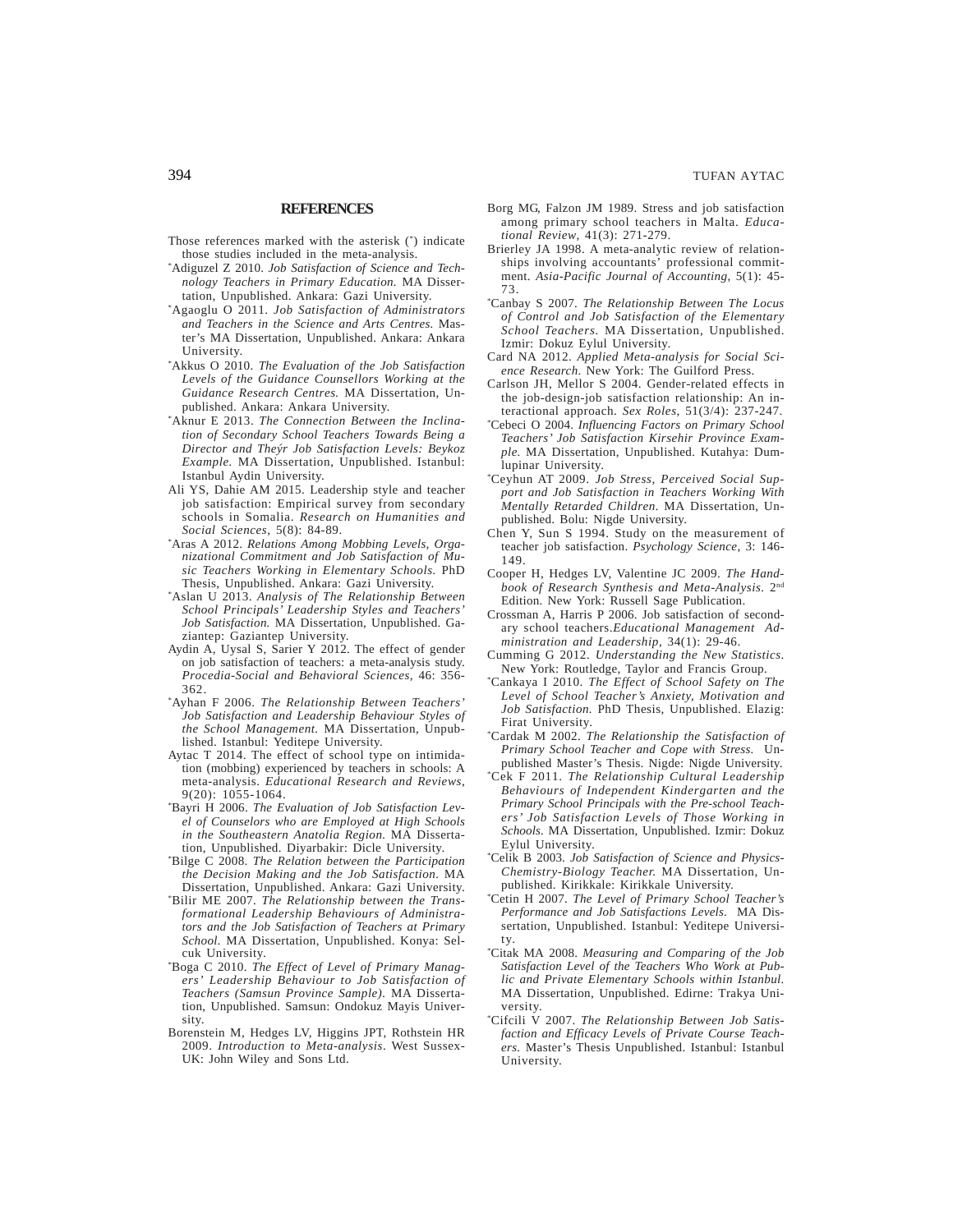## REFERENCES

Those references marked with the asterisk (*) indicate those studies included in the meta-analysis.

*Adiguzel Z 2010. *Job Satisfaction of Science and Technology Teachers in Primary Education.* MA Dissertation, Unpublished. Ankara: Gazi University.

*Agaoglu O 2011. *Job Satisfaction of Administrators and Teachers in the Science and Arts Centres.* Master's MA Dissertation, Unpublished. Ankara: Ankara University.

*Akkus O 2010. *The Evaluation of the Job Satisfaction Levels of the Guidance Counsellors Working at the Guidance Research Centres.* MA Dissertation, Unpublished. Ankara: Ankara University.

*Aknur E 2013. *The Connection Between the Inclination of Secondary School Teachers Towards Being a Director and Theýr Job Satisfaction Levels: Beykoz Example.* MA Dissertation, Unpublished. Istanbul: Istanbul Aydin University.

Ali YS, Dahie AM 2015. Leadership style and teacher job satisfaction: Empirical survey from secondary schools in Somalia. *Research on Humanities and Social Sciences*, 5(8): 84-89.

*Aras A 2012. *Relations Among Mobbing Levels, Organizational Commitment and Job Satisfaction of Music Teachers Working in Elementary Schools.* PhD Thesis, Unpublished. Ankara: Gazi University.

*Aslan U 2013. *Analysis of The Relationship Between School Principals' Leadership Styles and Teachers' Job Satisfaction.* MA Dissertation, Unpublished. Gaziantep: Gaziantep University.

Aydin A, Uysal S, Sarier Y 2012. The effect of gender on job satisfaction of teachers: a meta-analysis study. *Procedia-Social and Behavioral Sciences,* 46: 356-362.

*Ayhan F 2006. *The Relationship Between Teachers' Job Satisfaction and Leadership Behaviour Styles of the School Management.* MA Dissertation, Unpublished. Istanbul: Yeditepe University.

Aytac T 2014. The effect of school type on intimidation (mobbing) experienced by teachers in schools: A meta-analysis. *Educational Research and Reviews*, 9(20): 1055-1064.

*Bayri H 2006. *The Evaluation of Job Satisfaction Level of Counselors who are Employed at High Schools in the Southeastern Anatolia Region.* MA Dissertation, Unpublished. Diyarbakir: Dicle University.

*Bilge C 2008. *The Relation between the Participation the Decision Making and the Job Satisfaction.* MA Dissertation, Unpublished. Ankara: Gazi University.

*Bilir ME 2007. *The Relationship between the Transformational Leadership Behaviours of Administrators and the Job Satisfaction of Teachers at Primary School.* MA Dissertation, Unpublished. Konya: Selcuk University.

*Boga C 2010. *The Effect of Level of Primary Managers' Leadership Behaviour to Job Satisfaction of Teachers (Samsun Province Sample).* MA Dissertation, Unpublished. Samsun: Ondokuz Mayis University.

Borenstein M, Hedges LV, Higgins JPT, Rothstein HR 2009. *Introduction to Meta-analysis*. West Sussex-UK: John Wiley and Sons Ltd.

Borg MG, Falzon JM 1989. Stress and job satisfaction among primary school teachers in Malta. *Educational Review*, 41(3): 271-279.

Brierley JA 1998. A meta-analytic review of relationships involving accountants' professional commitment. *Asia-Pacific Journal of Accounting*, 5(1): 45-73.

*Canbay S 2007. *The Relationship Between The Locus of Control and Job Satisfaction of the Elementary School Teachers.* MA Dissertation, Unpublished. Izmir: Dokuz Eylul University.

Card NA 2012. *Applied Meta-analysis for Social Science Research.* New York: The Guilford Press.

Carlson JH, Mellor S 2004. Gender-related effects in the job-design-job satisfaction relationship: An interactional approach. *Sex Roles,* 51(3/4): 237-247.

*Cebeci O 2004. *Influencing Factors on Primary School Teachers' Job Satisfaction Kirsehir Province Example.* MA Dissertation, Unpublished. Kutahya: Dumlupinar University.

*Ceyhun AT 2009. *Job Stress, Perceived Social Support and Job Satisfaction in Teachers Working With Mentally Retarded Children.* MA Dissertation, Unpublished. Bolu: Nigde University.

Chen Y, Sun S 1994. Study on the measurement of teacher job satisfaction. *Psychology Science,* 3: 146-149.

Cooper H, Hedges LV, Valentine JC 2009. *The Handbook of Research Synthesis and Meta-Analysis.* 2nd Edition. New York: Russell Sage Publication.

Crossman A, Harris P 2006. Job satisfaction of secondary school teachers.*Educational Management Administration and Leadership*, 34(1): 29-46.

Cumming G 2012. *Understanding the New Statistics*. New York: Routledge, Taylor and Francis Group.

*Cankaya I 2010. *The Effect of School Safety on The Level of School Teacher's Anxiety, Motivation and Job Satisfaction.* PhD Thesis, Unpublished. Elazig: Firat University.

*Cardak M 2002. *The Relationship the Satisfaction of Primary School Teacher and Cope with Stress.* Unpublished Master's Thesis. Nigde: Nigde University.

*Cek F 2011. *The Relationship Cultural Leadership Behaviours of Independent Kindergarten and the Primary School Principals with the Pre-school Teachers' Job Satisfaction Levels of Those Working in Schools.* MA Dissertation, Unpublished. Izmir: Dokuz Eylul University.

*Celik B 2003. *Job Satisfaction of Science and Physics-Chemistry-Biology Teacher.* MA Dissertation, Unpublished. Kirikkale: Kirikkale University.

*Cetin H 2007. *The Level of Primary School Teacher's Performance and Job Satisfactions Levels.* MA Dissertation, Unpublished. Istanbul: Yeditepe University.

*Citak MA 2008. *Measuring and Comparing of the Job Satisfaction Level of the Teachers Who Work at Public and Private Elementary Schools within Istanbul.* MA Dissertation, Unpublished. Edirne: Trakya University.

*Cifcili V 2007. *The Relationship Between Job Satisfaction and Efficacy Levels of Private Course Teachers.* Master's Thesis Unpublished. Istanbul: Istanbul University.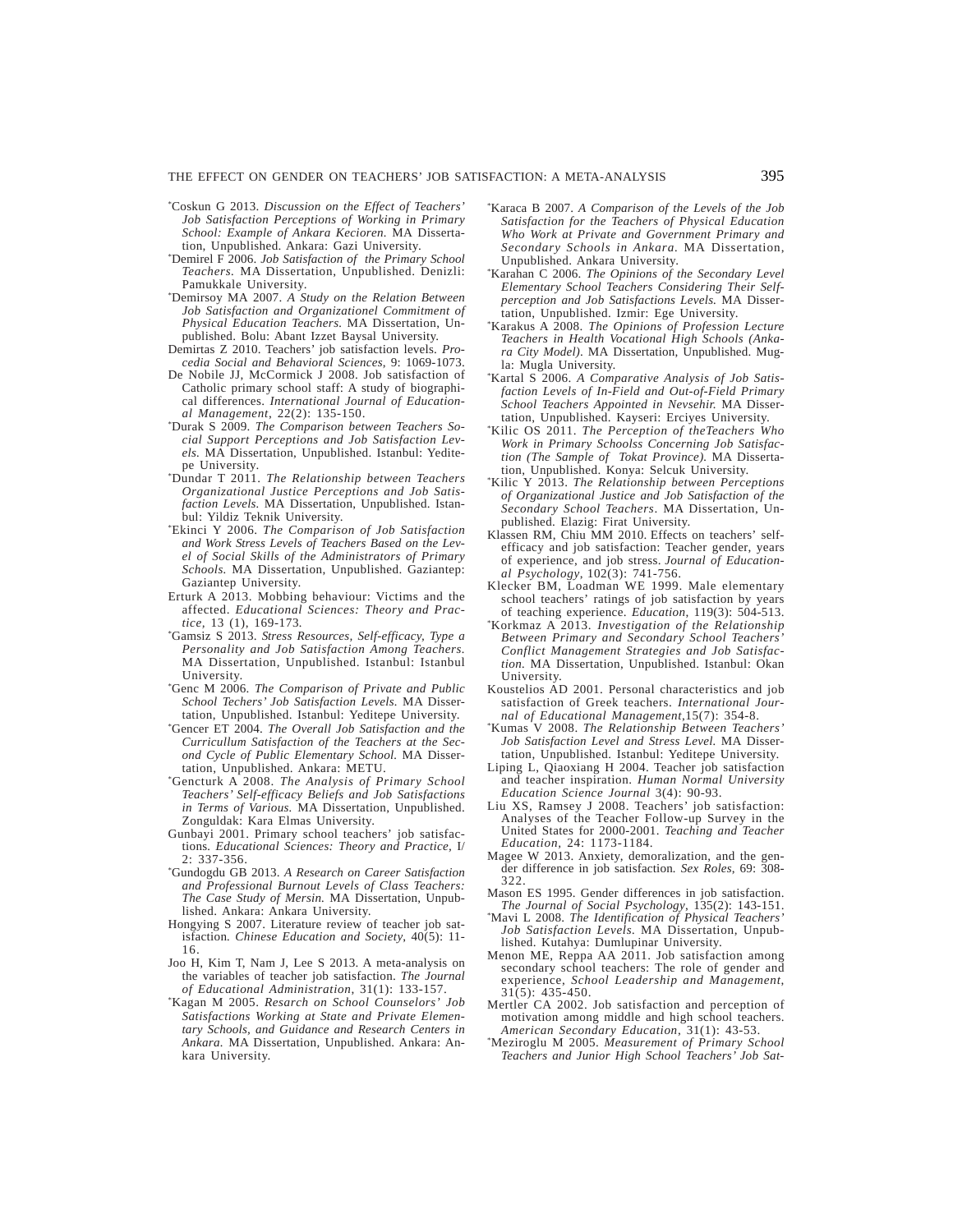[*]Coskun G 2013. *Discussion on the Effect of Teachers' Job Satisfaction Perceptions of Working in Primary School: Example of Ankara Kecioren.* MA Dissertation, Unpublished. Ankara: Gazi University.

[*]Demirel F 2006. *Job Satisfaction of the Primary School Teachers.* MA Dissertation, Unpublished. Denizli: Pamukkale University.

[*]Demirsoy MA 2007. *A Study on the Relation Between Job Satisfaction and Organizationel Commitment of Physical Education Teachers.* MA Dissertation, Unpublished. Bolu: Abant Izzet Baysal University.

Demirtas Z 2010. Teachers' job satisfaction levels. *Procedia Social and Behavioral Sciences,* 9: 1069-1073.

De Nobile JJ, McCormick J 2008. Job satisfaction of Catholic primary school staff: A study of biographical differences. *International Journal of Educational Management,* 22(2): 135-150.

[*]Durak S 2009. *The Comparison between Teachers Social Support Perceptions and Job Satisfaction Levels.* MA Dissertation, Unpublished. Istanbul: Yeditepe University.

[*]Dundar T 2011. *The Relationship between Teachers Organizational Justice Perceptions and Job Satisfaction Levels.* MA Dissertation, Unpublished. Istanbul: Yildiz Teknik University.

[*]Ekinci Y 2006. *The Comparison of Job Satisfaction and Work Stress Levels of Teachers Based on the Level of Social Skills of the Administrators of Primary Schools.* MA Dissertation, Unpublished. Gaziantep: Gaziantep University.

Erturk A 2013. Mobbing behaviour: Victims and the affected. *Educational Sciences: Theory and Practice,* 13 (1), 169-173.

[*]Gamsiz S 2013. *Stress Resources, Self-efficacy, Type a Personality and Job Satisfaction Among Teachers.* MA Dissertation, Unpublished. Istanbul: Istanbul University.

[*]Genc M 2006. *The Comparison of Private and Public School Techers' Job Satisfaction Levels.* MA Dissertation, Unpublished. Istanbul: Yeditepe University.

[*]Gencer ET 2004. *The Overall Job Satisfaction and the Curricullum Satisfaction of the Teachers at the Second Cycle of Public Elementary School.* MA Dissertation, Unpublished. Ankara: METU.

[*]Gencturk A 2008. *The Analysis of Primary School Teachers' Self-efficacy Beliefs and Job Satisfactions in Terms of Various.* MA Dissertation, Unpublished. Zonguldak: Kara Elmas University.

Gunbayi 2001. Primary school teachers' job satisfactions. *Educational Sciences: Theory and Practice,* I/2: 337-356.

[*]Gundogdu GB 2013. *A Research on Career Satisfaction and Professional Burnout Levels of Class Teachers: The Case Study of Mersin.* MA Dissertation, Unpublished. Ankara: Ankara University.

Hongying S 2007. Literature review of teacher job satisfaction. *Chinese Education and Society,* 40(5): 11-16.

Joo H, Kim T, Nam J, Lee S 2013. A meta-analysis on the variables of teacher job satisfaction. *The Journal of Educational Administration,* 31(1): 133-157.

[*]Kagan M 2005. *Resarch on School Counselors' Job Satisfactions Working at State and Private Elementary Schools, and Guidance and Research Centers in Ankara.* MA Dissertation, Unpublished. Ankara: Ankara University.

[*]Karaca B 2007. *A Comparison of the Levels of the Job Satisfaction for the Teachers of Physical Education Who Work at Private and Government Primary and Secondary Schools in Ankara.* MA Dissertation, Unpublished. Ankara University.

[*]Karahan C 2006. *The Opinions of the Secondary Level Elementary School Teachers Considering Their Self-perception and Job Satisfactions Levels.* MA Dissertation, Unpublished. Izmir: Ege University.

[*]Karakus A 2008. *The Opinions of Profession Lecture Teachers in Health Vocational High Schools (Ankara City Model).* MA Dissertation, Unpublished. Mugla: Mugla University.

[*]Kartal S 2006. *A Comparative Analysis of Job Satisfaction Levels of In-Field and Out-of-Field Primary School Teachers Appointed in Nevsehir.* MA Dissertation, Unpublished. Kayseri: Erciyes University.

[*]Kilic OS 2011. *The Perception of theTeachers Who Work in Primary Schoolss Concerning Job Satisfaction (The Sample of Tokat Province).* MA Dissertation, Unpublished. Konya: Selcuk University.

[*]Kilic Y 2013. *The Relationship between Perceptions of Organizational Justice and Job Satisfaction of the Secondary School Teachers.* MA Dissertation, Unpublished. Elazig: Firat University.

Klassen RM, Chiu MM 2010. Effects on teachers' self-efficacy and job satisfaction: Teacher gender, years of experience, and job stress. *Journal of Educational Psychology,* 102(3): 741-756.

Klecker BM, Loadman WE 1999. Male elementary school teachers' ratings of job satisfaction by years of teaching experience. *Education,* 119(3): 504-513.

[*]Korkmaz A 2013. *Investigation of the Relationship Between Primary and Secondary School Teachers' Conflict Management Strategies and Job Satisfaction.* MA Dissertation, Unpublished. Istanbul: Okan University.

Koustelios AD 2001. Personal characteristics and job satisfaction of Greek teachers. *International Journal of Educational Management,*15(7): 354-8.

[*]Kumas V 2008. *The Relationship Between Teachers' Job Satisfaction Level and Stress Level.* MA Dissertation, Unpublished. Istanbul: Yeditepe University.

Liping L, Qiaoxiang H 2004. Teacher job satisfaction and teacher inspiration. *Human Normal University Education Science Journal* 3(4): 90-93.

Liu XS, Ramsey J 2008. Teachers' job satisfaction: Analyses of the Teacher Follow-up Survey in the United States for 2000-2001. *Teaching and Teacher Education,* 24: 1173-1184.

Magee W 2013. Anxiety, demoralization, and the gender difference in job satisfaction. *Sex Roles,* 69: 308-322.

Mason ES 1995. Gender differences in job satisfaction. *The Journal of Social Psychology,* 135(2): 143-151.

[*]Mavi L 2008. *The Identification of Physical Teachers' Job Satisfaction Levels.* MA Dissertation, Unpublished. Kutahya: Dumlupinar University.

Menon ME, Reppa AA 2011. Job satisfaction among secondary school teachers: The role of gender and experience, *School Leadership and Management,* 31(5): 435-450.

Mertler CA 2002. Job satisfaction and perception of motivation among middle and high school teachers. *American Secondary Education,* 31(1): 43-53.

[*]Meziroglu M 2005. *Measurement of Primary School Teachers and Junior High School Teachers' Job Sat-*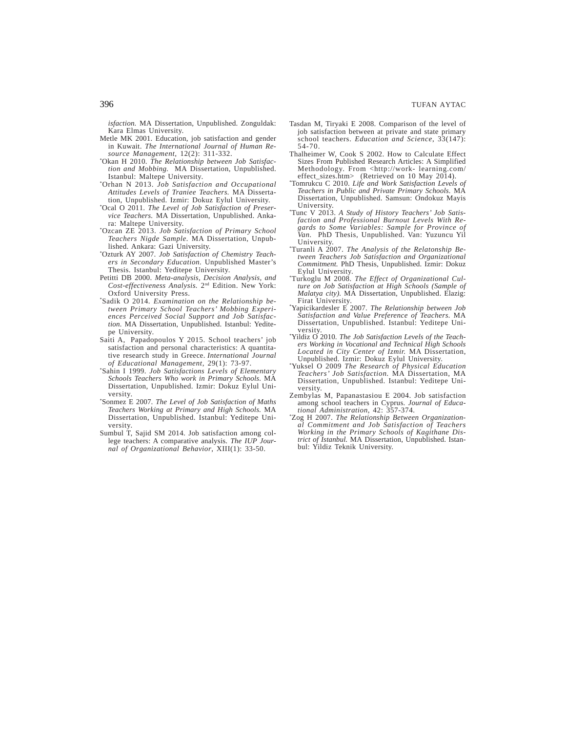*isfaction.* MA Dissertation, Unpublished. Zonguldak: Kara Elmas University.

Metle MK 2001. Education, job satisfaction and gender in Kuwait. *The International Journal of Human Resource Management*, 12(2): 311-332.

*Okan H 2010. *The Relationship between Job Satisfaction and Mobbing.* MA Dissertation, Unpublished. Istanbul: Maltepe University.

*Orhan N 2013. *Job Satisfaction and Occupational Attitudes Levels of Traniee Teachers.* MA Dissertation, Unpublished. Izmir: Dokuz Eylul University.

*Ocal O 2011. *The Level of Job Satisfaction of Preservice Teachers.* MA Dissertation, Unpublished. Ankara: Maltepe University.

*Ozcan ZE 2013. *Job Satisfaction of Primary School Teachers Nigde Sample.* MA Dissertation, Unpublished. Ankara: Gazi University.

*Ozturk AY 2007. *Job Satisfaction of Chemistry Teachers in Secondary Education.* Unpublished Master's Thesis. Istanbul: Yeditepe University.

Petitti DB 2000. *Meta-analysis, Decision Analysis, and Cost-effectiveness Analysis.* 2nd Edition. New York: Oxford University Press.

*Sadik O 2014. *Examination on the Relationship between Primary School Teachers' Mobbing Experiences Perceived Social Support and Job Satisfaction.* MA Dissertation, Unpublished. Istanbul: Yeditepe University.

Saiti A, Papadopoulos Y 2015. School teachers' job satisfaction and personal characteristics: A quantitative research study in Greece. *International Journal of Educational Management*, 29(1): 73-97.

*Sahin I 1999. *Job Satisfactions Levels of Elementary Schools Teachers Who work in Primary Schools.* MA Dissertation, Unpublished. Izmir: Dokuz Eylul University.

*Sonmez E 2007. *The Level of Job Satisfaction of Maths Teachers Working at Primary and High Schools.* MA Dissertation, Unpublished. Istanbul: Yeditepe University.

Sumbul T, Sajid SM 2014. Job satisfaction among college teachers: A comparative analysis. *The IUP Journal of Organizational Behavior*, XIII(1): 33-50.

Tasdan M, Tiryaki E 2008. Comparison of the level of job satisfaction between at private and state primary school teachers. *Education and Science*, 33(147): 54-70.

Thalheimer W, Cook S 2002. How to Calculate Effect Sizes From Published Research Articles: A Simplified Methodology. From <http://work- learning.com/effect_sizes.htm> (Retrieved on 10 May 2014).

*Tomrukcu C 2010. *Life and Work Satisfaction Levels of Teachers in Public and Private Primary Schools.* MA Dissertation, Unpublished. Samsun: Ondokuz Mayis University.

*Tunc V 2013. *A Study of History Teachers' Job Satisfaction and Professional Burnout Levels With Regards to Some Variables: Sample for Province of Van.* PhD Thesis, Unpublished. Van: Yuzuncu Yil University.

*Turanli A 2007. *The Analysis of the Relatonship Between Teachers Job Satisfaction and Organizational Commitment.* PhD Thesis, Unpublished. Izmir: Dokuz Eylul University.

*Turkoglu M 2008. *The Effect of Organizational Culture on Job Satisfaction at High Schools (Sample of Malatya city).* MA Dissertation, Unpublished. Elazig: Firat University.

*Yapicikardesler E 2007. *The Relationship between Job Satisfaction and Value Preference of Teachers.* MA Dissertation, Unpublished. Istanbul: Yeditepe University.

*Yildiz O 2010. *The Job Satisfaction Levels of the Teachers Working in Vocational and Technical High Schools Located in City Center of Izmir.* MA Dissertation, Unpublished. Izmir: Dokuz Eylul University.

*Yuksel O 2009 *The Research of Physical Education Teachers' Job Satisfaction.* MA Dissertation, MA Dissertation, Unpublished. Istanbul: Yeditepe University.

Zembylas M, Papanastasiou E 2004. Job satisfaction among school teachers in Cyprus. *Journal of Educational Administration*, 42: 357-374.

*Zog H 2007. *The Relationship Between Organizational Commitment and Job Satisfaction of Teachers Working in the Primary Schools of Kagithane District of Istanbul.* MA Dissertation, Unpublished. Istanbul: Yildiz Teknik University.